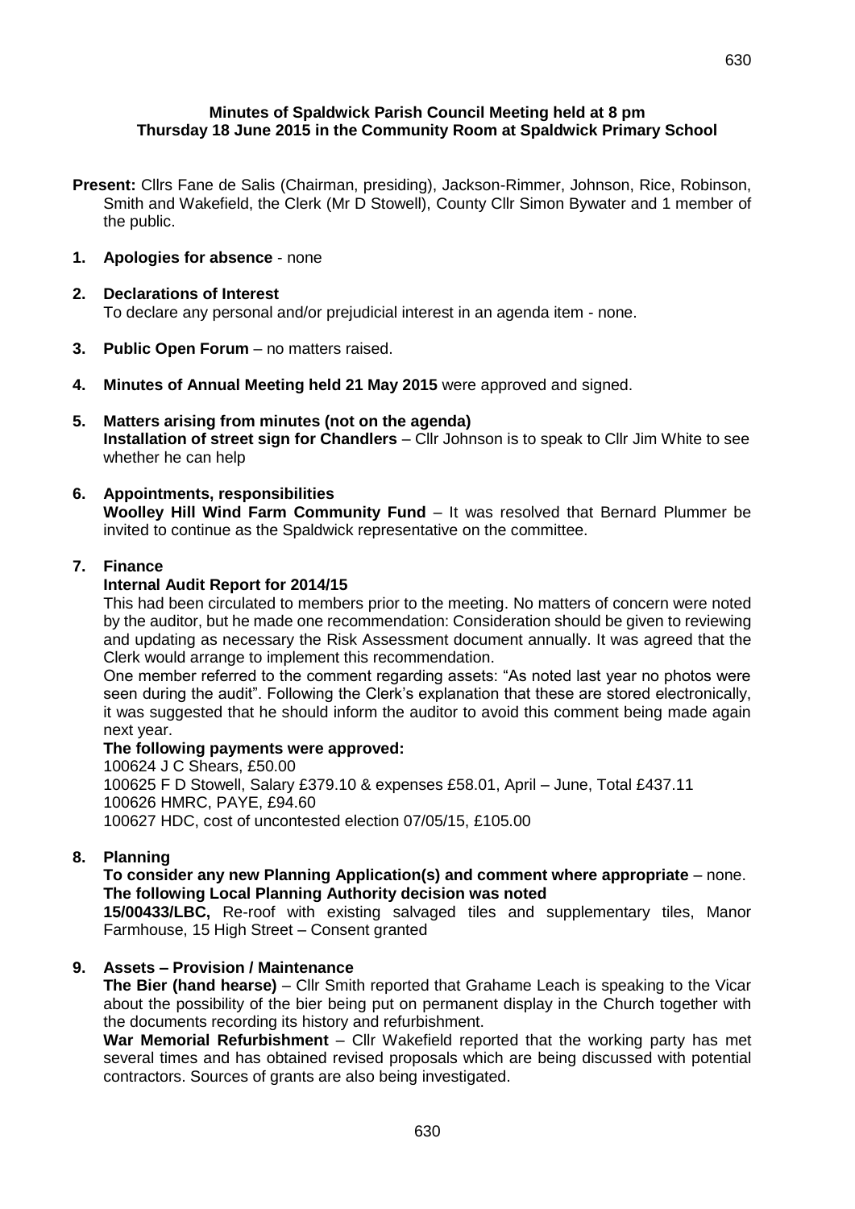**Minutes of Spaldwick Parish Council Meeting held at 8 pm Thursday 18 June 2015 in the Community Room at Spaldwick Primary School**

**Present:** Cllrs Fane de Salis (Chairman, presiding), Jackson-Rimmer, Johnson, Rice, Robinson, Smith and Wakefield, the Clerk (Mr D Stowell), County Cllr Simon Bywater and 1 member of the public.

**1. Apologies for absence** - none

**2. Declarations of Interest**
To declare any personal and/or prejudicial interest in an agenda item - none.

**3. Public Open Forum** – no matters raised.

**4. Minutes of Annual Meeting held 21 May 2015** were approved and signed.

**5. Matters arising from minutes (not on the agenda)**
**Installation of street sign for Chandlers** – Cllr Johnson is to speak to Cllr Jim White to see whether he can help

**6. Appointments, responsibilities**
**Woolley Hill Wind Farm Community Fund** – It was resolved that Bernard Plummer be invited to continue as the Spaldwick representative on the committee.

**7. Finance**

**Internal Audit Report for 2014/15**

This had been circulated to members prior to the meeting. No matters of concern were noted by the auditor, but he made one recommendation: Consideration should be given to reviewing and updating as necessary the Risk Assessment document annually. It was agreed that the Clerk would arrange to implement this recommendation.

One member referred to the comment regarding assets: "As noted last year no photos were seen during the audit". Following the Clerk's explanation that these are stored electronically, it was suggested that he should inform the auditor to avoid this comment being made again next year.

**The following payments were approved:**

100624 J C Shears, £50.00
100625 F D Stowell, Salary £379.10 & expenses £58.01, April – June, Total £437.11
100626 HMRC, PAYE, £94.60
100627 HDC, cost of uncontested election 07/05/15, £105.00

**8. Planning**

**To consider any new Planning Application(s) and comment where appropriate** – none.
**The following Local Planning Authority decision was noted**
**15/00433/LBC,** Re-roof with existing salvaged tiles and supplementary tiles, Manor Farmhouse, 15 High Street – Consent granted

**9. Assets – Provision / Maintenance**

**The Bier (hand hearse)** – Cllr Smith reported that Grahame Leach is speaking to the Vicar about the possibility of the bier being put on permanent display in the Church together with the documents recording its history and refurbishment.

**War Memorial Refurbishment** – Cllr Wakefield reported that the working party has met several times and has obtained revised proposals which are being discussed with potential contractors. Sources of grants are also being investigated.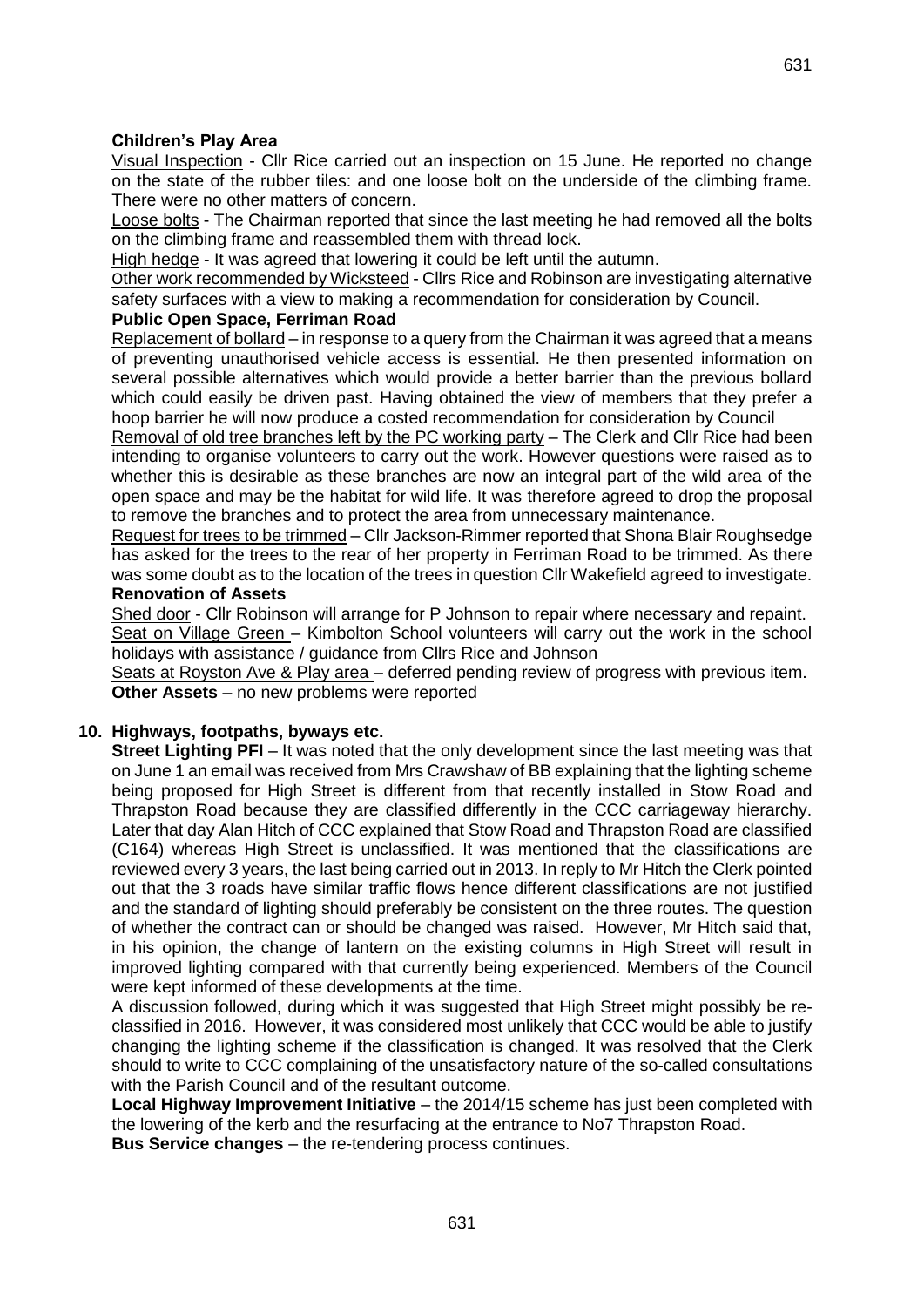**Children's Play Area**

Visual Inspection - Cllr Rice carried out an inspection on 15 June. He reported no change on the state of the rubber tiles: and one loose bolt on the underside of the climbing frame. There were no other matters of concern.

Loose bolts - The Chairman reported that since the last meeting he had removed all the bolts on the climbing frame and reassembled them with thread lock.

High hedge - It was agreed that lowering it could be left until the autumn.

Other work recommended by Wicksteed - Cllrs Rice and Robinson are investigating alternative safety surfaces with a view to making a recommendation for consideration by Council.

**Public Open Space, Ferriman Road**

Replacement of bollard – in response to a query from the Chairman it was agreed that a means of preventing unauthorised vehicle access is essential. He then presented information on several possible alternatives which would provide a better barrier than the previous bollard which could easily be driven past. Having obtained the view of members that they prefer a hoop barrier he will now produce a costed recommendation for consideration by Council

Removal of old tree branches left by the PC working party – The Clerk and Cllr Rice had been intending to organise volunteers to carry out the work. However questions were raised as to whether this is desirable as these branches are now an integral part of the wild area of the open space and may be the habitat for wild life. It was therefore agreed to drop the proposal to remove the branches and to protect the area from unnecessary maintenance.

Request for trees to be trimmed – Cllr Jackson-Rimmer reported that Shona Blair Roughsedge has asked for the trees to the rear of her property in Ferriman Road to be trimmed. As there was some doubt as to the location of the trees in question Cllr Wakefield agreed to investigate.

**Renovation of Assets**

Shed door - Cllr Robinson will arrange for P Johnson to repair where necessary and repaint.

Seat on Village Green – Kimbolton School volunteers will carry out the work in the school holidays with assistance / guidance from Cllrs Rice and Johnson

Seats at Royston Ave & Play area – deferred pending review of progress with previous item.

**Other Assets** – no new problems were reported

**10. Highways, footpaths, byways etc.**

**Street Lighting PFI** – It was noted that the only development since the last meeting was that on June 1 an email was received from Mrs Crawshaw of BB explaining that the lighting scheme being proposed for High Street is different from that recently installed in Stow Road and Thrapston Road because they are classified differently in the CCC carriageway hierarchy. Later that day Alan Hitch of CCC explained that Stow Road and Thrapston Road are classified (C164) whereas High Street is unclassified. It was mentioned that the classifications are reviewed every 3 years, the last being carried out in 2013. In reply to Mr Hitch the Clerk pointed out that the 3 roads have similar traffic flows hence different classifications are not justified and the standard of lighting should preferably be consistent on the three routes. The question of whether the contract can or should be changed was raised. However, Mr Hitch said that, in his opinion, the change of lantern on the existing columns in High Street will result in improved lighting compared with that currently being experienced. Members of the Council were kept informed of these developments at the time.

A discussion followed, during which it was suggested that High Street might possibly be re-classified in 2016. However, it was considered most unlikely that CCC would be able to justify changing the lighting scheme if the classification is changed. It was resolved that the Clerk should to write to CCC complaining of the unsatisfactory nature of the so-called consultations with the Parish Council and of the resultant outcome.

**Local Highway Improvement Initiative** – the 2014/15 scheme has just been completed with the lowering of the kerb and the resurfacing at the entrance to No7 Thrapston Road.

**Bus Service changes** – the re-tendering process continues.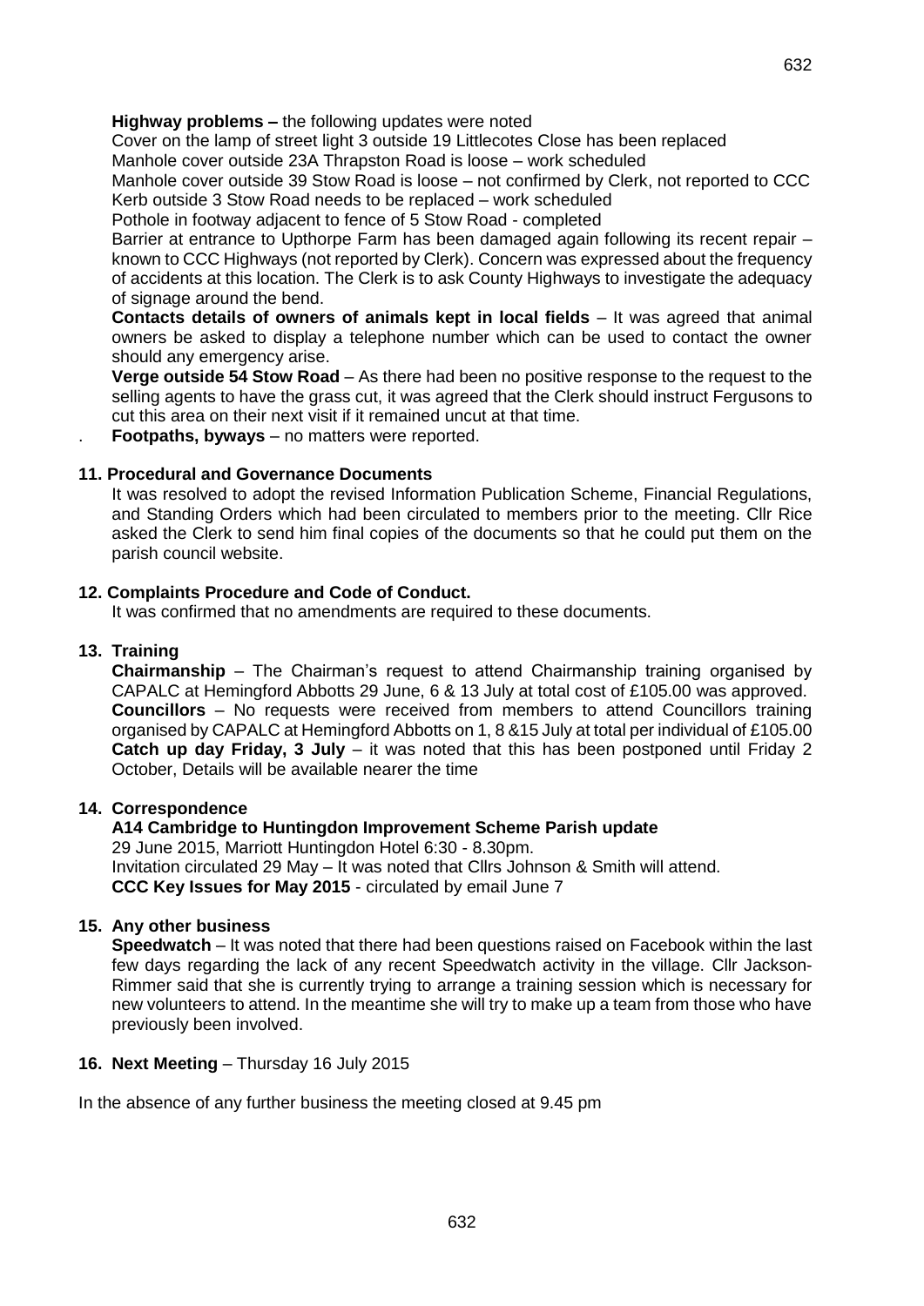**Highway problems –** the following updates were noted

Cover on the lamp of street light 3 outside 19 Littlecotes Close has been replaced

Manhole cover outside 23A Thrapston Road is loose – work scheduled

Manhole cover outside 39 Stow Road is loose – not confirmed by Clerk, not reported to CCC

Kerb outside 3 Stow Road needs to be replaced – work scheduled

Pothole in footway adjacent to fence of 5 Stow Road - completed

Barrier at entrance to Upthorpe Farm has been damaged again following its recent repair – known to CCC Highways (not reported by Clerk). Concern was expressed about the frequency of accidents at this location. The Clerk is to ask County Highways to investigate the adequacy of signage around the bend.

**Contacts details of owners of animals kept in local fields** – It was agreed that animal owners be asked to display a telephone number which can be used to contact the owner should any emergency arise.

**Verge outside 54 Stow Road** – As there had been no positive response to the request to the selling agents to have the grass cut, it was agreed that the Clerk should instruct Fergusons to cut this area on their next visit if it remained uncut at that time.

. **Footpaths, byways** – no matters were reported.

**11. Procedural and Governance Documents**

It was resolved to adopt the revised Information Publication Scheme, Financial Regulations, and Standing Orders which had been circulated to members prior to the meeting. Cllr Rice asked the Clerk to send him final copies of the documents so that he could put them on the parish council website.

**12. Complaints Procedure and Code of Conduct.**

It was confirmed that no amendments are required to these documents.

**13. Training**

**Chairmanship** – The Chairman's request to attend Chairmanship training organised by CAPALC at Hemingford Abbotts 29 June, 6 & 13 July at total cost of £105.00 was approved.
**Councillors** – No requests were received from members to attend Councillors training organised by CAPALC at Hemingford Abbotts on 1, 8 &15 July at total per individual of £105.00
**Catch up day Friday, 3 July** – it was noted that this has been postponed until Friday 2 October, Details will be available nearer the time

**14. Correspondence**

**A14 Cambridge to Huntingdon Improvement Scheme Parish update**
29 June 2015, Marriott Huntingdon Hotel 6:30 - 8.30pm.
Invitation circulated 29 May – It was noted that Cllrs Johnson & Smith will attend.
**CCC Key Issues for May 2015** - circulated by email June 7

**15. Any other business**

**Speedwatch** – It was noted that there had been questions raised on Facebook within the last few days regarding the lack of any recent Speedwatch activity in the village. Cllr Jackson-Rimmer said that she is currently trying to arrange a training session which is necessary for new volunteers to attend. In the meantime she will try to make up a team from those who have previously been involved.

**16. Next Meeting** – Thursday 16 July 2015

In the absence of any further business the meeting closed at 9.45 pm